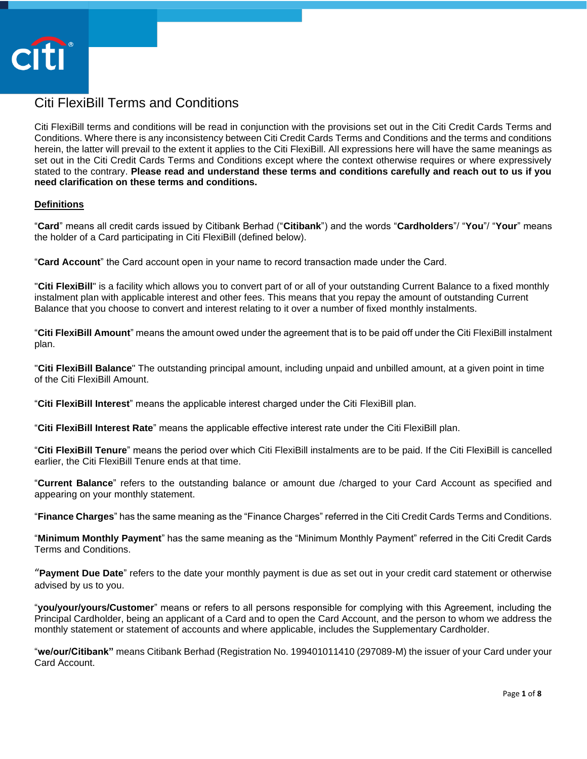# Citi FlexiBill Terms and Conditions

Citi FlexiBill terms and conditions will be read in conjunction with the provisions set out in the Citi Credit Cards Terms and Conditions. Where there is any inconsistency between Citi Credit Cards Terms and Conditions and the terms and conditions herein, the latter will prevail to the extent it applies to the Citi FlexiBill. All expressions here will have the same meanings as set out in the Citi Credit Cards Terms and Conditions except where the context otherwise requires or where expressively stated to the contrary. **Please read and understand these terms and conditions carefully and reach out to us if you need clarification on these terms and conditions.**

## Definitions

"**Card**" means all credit cards issued by Citibank Berhad ("**Citibank**") and the words "**Cardholders**"/ "**You**"/ "**Your**" means the holder of a Card participating in Citi FlexiBill (defined below).

"**Card Account**" the Card account open in your name to record transaction made under the Card.

"**Citi FlexiBill**" is a facility which allows you to convert part of or all of your outstanding Current Balance to a fixed monthly instalment plan with applicable interest and other fees. This means that you repay the amount of outstanding Current Balance that you choose to convert and interest relating to it over a number of fixed monthly instalments.

"**Citi FlexiBill Amount**" means the amount owed under the agreement that is to be paid off under the Citi FlexiBill instalment plan.

"**Citi FlexiBill Balance**" The outstanding principal amount, including unpaid and unbilled amount, at a given point in time of the Citi FlexiBill Amount.

"**Citi FlexiBill Interest**" means the applicable interest charged under the Citi FlexiBill plan.

"**Citi FlexiBill Interest Rate**" means the applicable effective interest rate under the Citi FlexiBill plan.

"**Citi FlexiBill Tenure**" means the period over which Citi FlexiBill instalments are to be paid. If the Citi FlexiBill is cancelled earlier, the Citi FlexiBill Tenure ends at that time.

"**Current Balance**" refers to the outstanding balance or amount due /charged to your Card Account as specified and appearing on your monthly statement.

"**Finance Charges**" has the same meaning as the "Finance Charges" referred in the Citi Credit Cards Terms and Conditions.

"**Minimum Monthly Payment**" has the same meaning as the "Minimum Monthly Payment" referred in the Citi Credit Cards Terms and Conditions.

"**Payment Due Date**" refers to the date your monthly payment is due as set out in your credit card statement or otherwise advised by us to you.

"**you/your/yours/Customer**" means or refers to all persons responsible for complying with this Agreement, including the Principal Cardholder, being an applicant of a Card and to open the Card Account, and the person to whom we address the monthly statement or statement of accounts and where applicable, includes the Supplementary Cardholder.

"**we/our/Citibank"** means Citibank Berhad (Registration No. 199401011410 (297089-M) the issuer of your Card under your Card Account.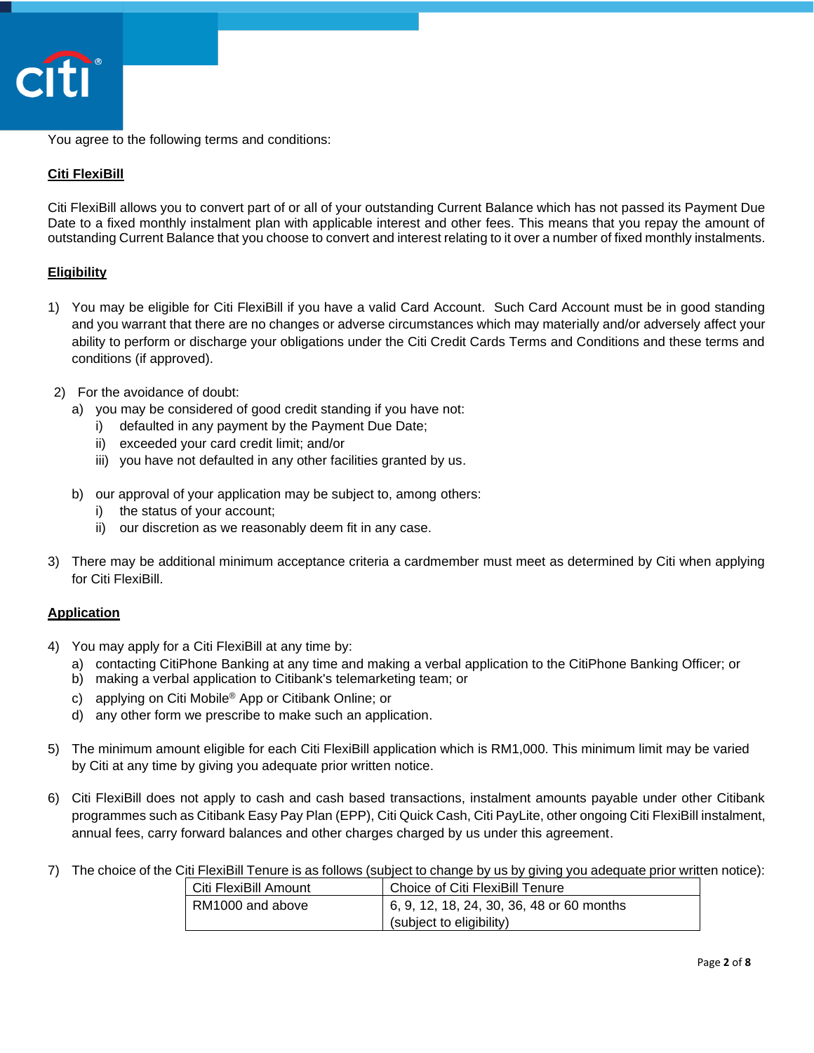You agree to the following terms and conditions:

## Citi FlexiBill

Citi FlexiBill allows you to convert part of or all of your outstanding Current Balance which has not passed its Payment Due Date to a fixed monthly instalment plan with applicable interest and other fees. This means that you repay the amount of outstanding Current Balance that you choose to convert and interest relating to it over a number of fixed monthly instalments.

## Eligibility

1) You may be eligible for Citi FlexiBill if you have a valid Card Account. Such Card Account must be in good standing and you warrant that there are no changes or adverse circumstances which may materially and/or adversely affect your ability to perform or discharge your obligations under the Citi Credit Cards Terms and Conditions and these terms and conditions (if approved).

2) For the avoidance of doubt:
   a) you may be considered of good credit standing if you have not:
      i) defaulted in any payment by the Payment Due Date;
      ii) exceeded your card credit limit; and/or
      iii) you have not defaulted in any other facilities granted by us.

   b) our approval of your application may be subject to, among others:
      i) the status of your account;
      ii) our discretion as we reasonably deem fit in any case.

3) There may be additional minimum acceptance criteria a cardmember must meet as determined by Citi when applying for Citi FlexiBill.

## Application

4) You may apply for a Citi FlexiBill at any time by:
   a) contacting CitiPhone Banking at any time and making a verbal application to the CitiPhone Banking Officer; or
   b) making a verbal application to Citibank's telemarketing team; or
   c) applying on Citi Mobile® App or Citibank Online; or
   d) any other form we prescribe to make such an application.

5) The minimum amount eligible for each Citi FlexiBill application which is RM1,000. This minimum limit may be varied by Citi at any time by giving you adequate prior written notice.

6) Citi FlexiBill does not apply to cash and cash based transactions, instalment amounts payable under other Citibank programmes such as Citibank Easy Pay Plan (EPP), Citi Quick Cash, Citi PayLite, other ongoing Citi FlexiBill instalment, annual fees, carry forward balances and other charges charged by us under this agreement.

7) The choice of the Citi FlexiBill Tenure is as follows (subject to change by us by giving you adequate prior written notice):

| Citi FlexiBill Amount | Choice of Citi FlexiBill Tenure |
|---|---|
| RM1000 and above | 6, 9, 12, 18, 24, 30, 36, 48 or 60 months (subject to eligibility) |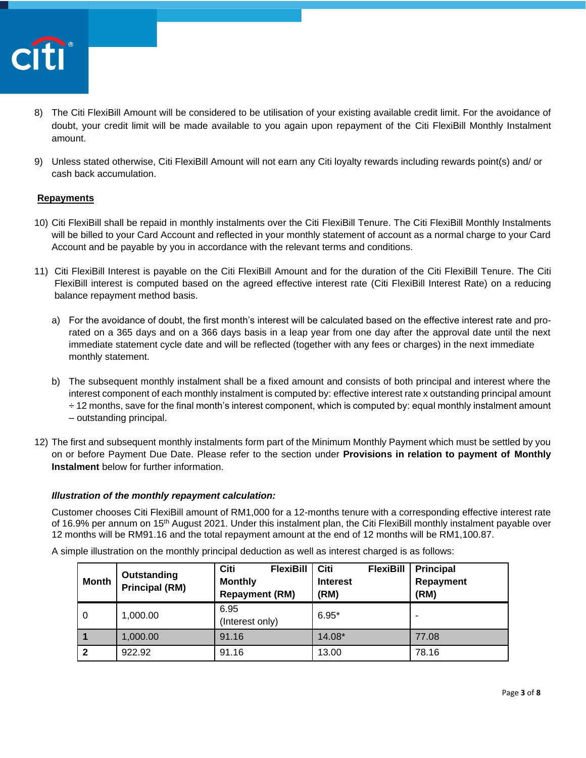8) The Citi FlexiBill Amount will be considered to be utilisation of your existing available credit limit. For the avoidance of doubt, your credit limit will be made available to you again upon repayment of the Citi FlexiBill Monthly Instalment amount.

9) Unless stated otherwise, Citi FlexiBill Amount will not earn any Citi loyalty rewards including rewards point(s) and/ or cash back accumulation.

**Repayments**

10) Citi FlexiBill shall be repaid in monthly instalments over the Citi FlexiBill Tenure. The Citi FlexiBill Monthly Instalments will be billed to your Card Account and reflected in your monthly statement of account as a normal charge to your Card Account and be payable by you in accordance with the relevant terms and conditions.

11) Citi FlexiBill Interest is payable on the Citi FlexiBill Amount and for the duration of the Citi FlexiBill Tenure. The Citi FlexiBill interest is computed based on the agreed effective interest rate (Citi FlexiBill Interest Rate) on a reducing balance repayment method basis.

    a) For the avoidance of doubt, the first month's interest will be calculated based on the effective interest rate and pro-rated on a 365 days and on a 366 days basis in a leap year from one day after the approval date until the next immediate statement cycle date and will be reflected (together with any fees or charges) in the next immediate monthly statement.

    b) The subsequent monthly instalment shall be a fixed amount and consists of both principal and interest where the interest component of each monthly instalment is computed by: effective interest rate x outstanding principal amount ÷ 12 months, save for the final month's interest component, which is computed by: equal monthly instalment amount – outstanding principal.

12) The first and subsequent monthly instalments form part of the Minimum Monthly Payment which must be settled by you on or before Payment Due Date. Please refer to the section under **Provisions in relation to payment of Monthly Instalment** below for further information.

***Illustration of the monthly repayment calculation:***

Customer chooses Citi FlexiBill amount of RM1,000 for a 12-months tenure with a corresponding effective interest rate of 16.9% per annum on 15th August 2021. Under this instalment plan, the Citi FlexiBill monthly instalment payable over 12 months will be RM91.16 and the total repayment amount at the end of 12 months will be RM1,100.87.

A simple illustration on the monthly principal deduction as well as interest charged is as follows:

| Month | Outstanding Principal (RM) | Citi FlexiBill Monthly Repayment (RM) | Citi FlexiBill Interest (RM) | Principal Repayment (RM) |
|---|---|---|---|---|
| 0 | 1,000.00 | 6.95 (Interest only) | 6.95* | - |
| **1** | 1,000.00 | 91.16 | 14.08* | 77.08 |
| **2** | 922.92 | 91.16 | 13.00 | 78.16 |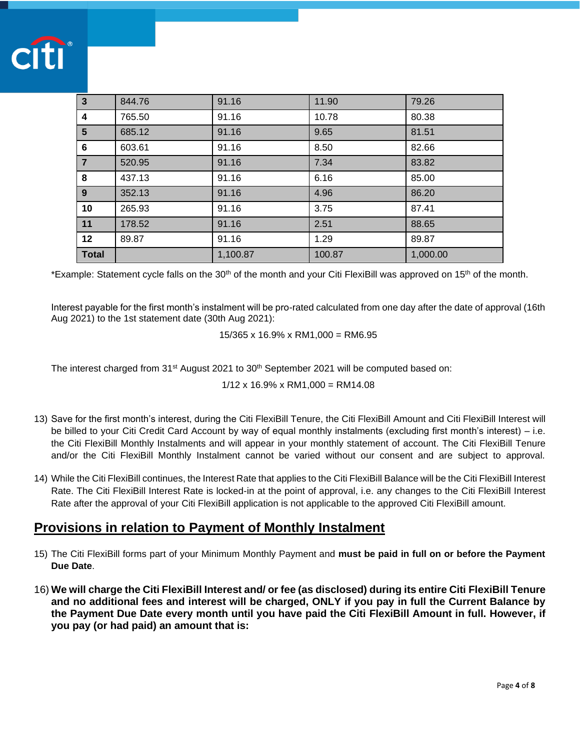| 3 | 844.76 | 91.16 | 11.90 | 79.26 |
|---|---|---|---|---|
| 4 | 765.50 | 91.16 | 10.78 | 80.38 |
| 5 | 685.12 | 91.16 | 9.65 | 81.51 |
| 6 | 603.61 | 91.16 | 8.50 | 82.66 |
| 7 | 520.95 | 91.16 | 7.34 | 83.82 |
| 8 | 437.13 | 91.16 | 6.16 | 85.00 |
| 9 | 352.13 | 91.16 | 4.96 | 86.20 |
| 10 | 265.93 | 91.16 | 3.75 | 87.41 |
| 11 | 178.52 | 91.16 | 2.51 | 88.65 |
| 12 | 89.87 | 91.16 | 1.29 | 89.87 |
| **Total** | | 1,100.87 | 100.87 | 1,000.00 |

*Example: Statement cycle falls on the 30th of the month and your Citi FlexiBill was approved on 15th of the month.

Interest payable for the first month's instalment will be pro-rated calculated from one day after the date of approval (16th Aug 2021) to the 1st statement date (30th Aug 2021):

15/365 x 16.9% x RM1,000 = RM6.95

The interest charged from 31st August 2021 to 30th September 2021 will be computed based on:

1/12 x 16.9% x RM1,000 = RM14.08

13) Save for the first month's interest, during the Citi FlexiBill Tenure, the Citi FlexiBill Amount and Citi FlexiBill Interest will be billed to your Citi Credit Card Account by way of equal monthly instalments (excluding first month's interest) – i.e. the Citi FlexiBill Monthly Instalments and will appear in your monthly statement of account. The Citi FlexiBill Tenure and/or the Citi FlexiBill Monthly Instalment cannot be varied without our consent and are subject to approval.

14) While the Citi FlexiBill continues, the Interest Rate that applies to the Citi FlexiBill Balance will be the Citi FlexiBill Interest Rate. The Citi FlexiBill Interest Rate is locked-in at the point of approval, i.e. any changes to the Citi FlexiBill Interest Rate after the approval of your Citi FlexiBill application is not applicable to the approved Citi FlexiBill amount.

## Provisions in relation to Payment of Monthly Instalment

15) The Citi FlexiBill forms part of your Minimum Monthly Payment and **must be paid in full on or before the Payment Due Date**.

16) **We will charge the Citi FlexiBill Interest and/ or fee (as disclosed) during its entire Citi FlexiBill Tenure and no additional fees and interest will be charged, ONLY if you pay in full the Current Balance by the Payment Due Date every month until you have paid the Citi FlexiBill Amount in full. However, if you pay (or had paid) an amount that is:**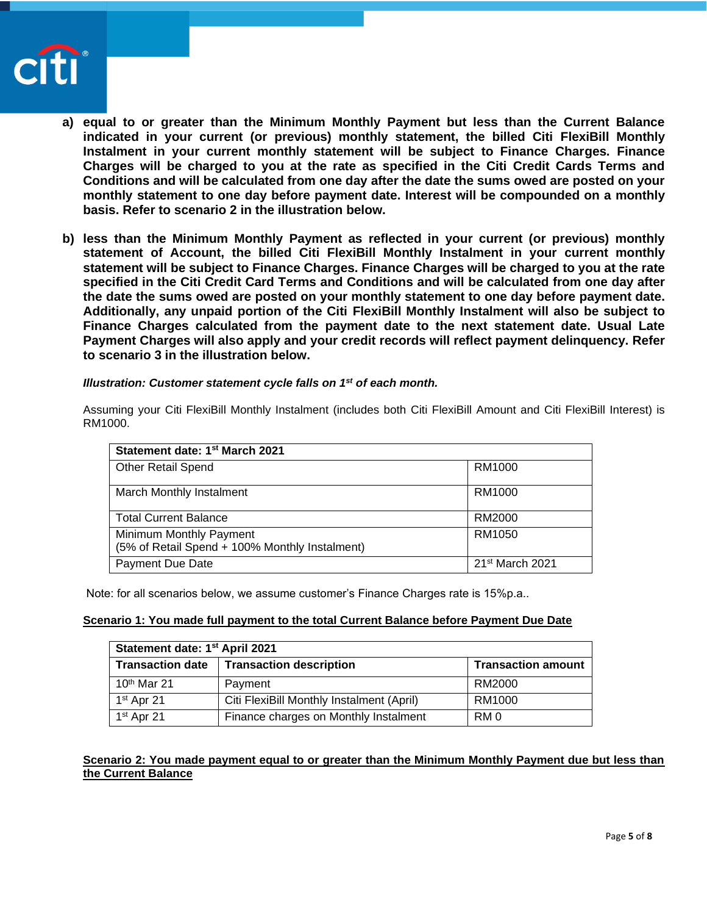a) **equal to or greater than the Minimum Monthly Payment but less than the Current Balance indicated in your current (or previous) monthly statement, the billed Citi FlexiBill Monthly Instalment in your current monthly statement will be subject to Finance Charges. Finance Charges will be charged to you at the rate as specified in the Citi Credit Cards Terms and Conditions and will be calculated from one day after the date the sums owed are posted on your monthly statement to one day before payment date. Interest will be compounded on a monthly basis. Refer to scenario 2 in the illustration below.**

b) **less than the Minimum Monthly Payment as reflected in your current (or previous) monthly statement of Account, the billed Citi FlexiBill Monthly Instalment in your current monthly statement will be subject to Finance Charges. Finance Charges will be charged to you at the rate specified in the Citi Credit Card Terms and Conditions and will be calculated from one day after the date the sums owed are posted on your monthly statement to one day before payment date. Additionally, any unpaid portion of the Citi FlexiBill Monthly Instalment will also be subject to Finance Charges calculated from the payment date to the next statement date. Usual Late Payment Charges will also apply and your credit records will reflect payment delinquency. Refer to scenario 3 in the illustration below.**

***Illustration: Customer statement cycle falls on 1st of each month.***

Assuming your Citi FlexiBill Monthly Instalment (includes both Citi FlexiBill Amount and Citi FlexiBill Interest) is RM1000.

| **Statement date: 1st March 2021** | |
|---|---|
| Other Retail Spend | RM1000 |
| March Monthly Instalment | RM1000 |
| Total Current Balance | RM2000 |
| Minimum Monthly Payment<br>(5% of Retail Spend + 100% Monthly Instalment) | RM1050 |
| Payment Due Date | 21st March 2021 |

Note: for all scenarios below, we assume customer's Finance Charges rate is 15%p.a..

**Scenario 1: You made full payment to the total Current Balance before Payment Due Date**

| **Statement date: 1st April 2021** | | |
|---|---|---|
| **Transaction date** | **Transaction description** | **Transaction amount** |
| 10th Mar 21 | Payment | RM2000 |
| 1st Apr 21 | Citi FlexiBill Monthly Instalment (April) | RM1000 |
| 1st Apr 21 | Finance charges on Monthly Instalment | RM 0 |

**Scenario 2: You made payment equal to or greater than the Minimum Monthly Payment due but less than the Current Balance**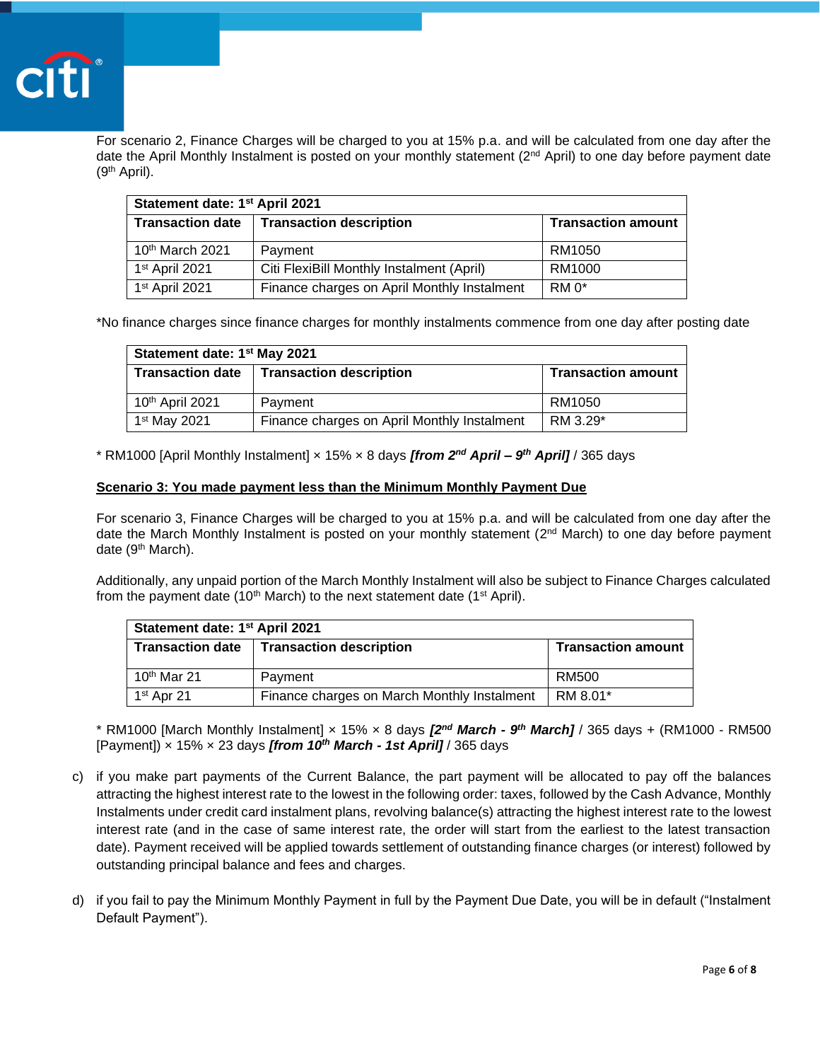For scenario 2, Finance Charges will be charged to you at 15% p.a. and will be calculated from one day after the date the April Monthly Instalment is posted on your monthly statement (2nd April) to one day before payment date (9th April).

| **Statement date: 1st April 2021** | | |
|---|---|---|
| **Transaction date** | **Transaction description** | **Transaction amount** |
| 10th March 2021 | Payment | RM1050 |
| 1st April 2021 | Citi FlexiBill Monthly Instalment (April) | RM1000 |
| 1st April 2021 | Finance charges on April Monthly Instalment | RM 0* |

*No finance charges since finance charges for monthly instalments commence from one day after posting date

| **Statement date: 1st May 2021** | | |
|---|---|---|
| **Transaction date** | **Transaction description** | **Transaction amount** |
| 10th April 2021 | Payment | RM1050 |
| 1st May 2021 | Finance charges on April Monthly Instalment | RM 3.29* |

* RM1000 [April Monthly Instalment] × 15% × 8 days ***[from 2nd April – 9th April]*** / 365 days

**Scenario 3: You made payment less than the Minimum Monthly Payment Due**

For scenario 3, Finance Charges will be charged to you at 15% p.a. and will be calculated from one day after the date the March Monthly Instalment is posted on your monthly statement (2nd March) to one day before payment date (9th March).

Additionally, any unpaid portion of the March Monthly Instalment will also be subject to Finance Charges calculated from the payment date (10th March) to the next statement date (1st April).

| **Statement date: 1st April 2021** | | |
|---|---|---|
| **Transaction date** | **Transaction description** | **Transaction amount** |
| 10th Mar 21 | Payment | RM500 |
| 1st Apr 21 | Finance charges on March Monthly Instalment | RM 8.01* |

* RM1000 [March Monthly Instalment] × 15% × 8 days ***[2nd March - 9th March]*** / 365 days + (RM1000 - RM500 [Payment]) × 15% × 23 days ***[from 10th March - 1st April]*** / 365 days

c) if you make part payments of the Current Balance, the part payment will be allocated to pay off the balances attracting the highest interest rate to the lowest in the following order: taxes, followed by the Cash Advance, Monthly Instalments under credit card instalment plans, revolving balance(s) attracting the highest interest rate to the lowest interest rate (and in the case of same interest rate, the order will start from the earliest to the latest transaction date). Payment received will be applied towards settlement of outstanding finance charges (or interest) followed by outstanding principal balance and fees and charges.

d) if you fail to pay the Minimum Monthly Payment in full by the Payment Due Date, you will be in default ("Instalment Default Payment").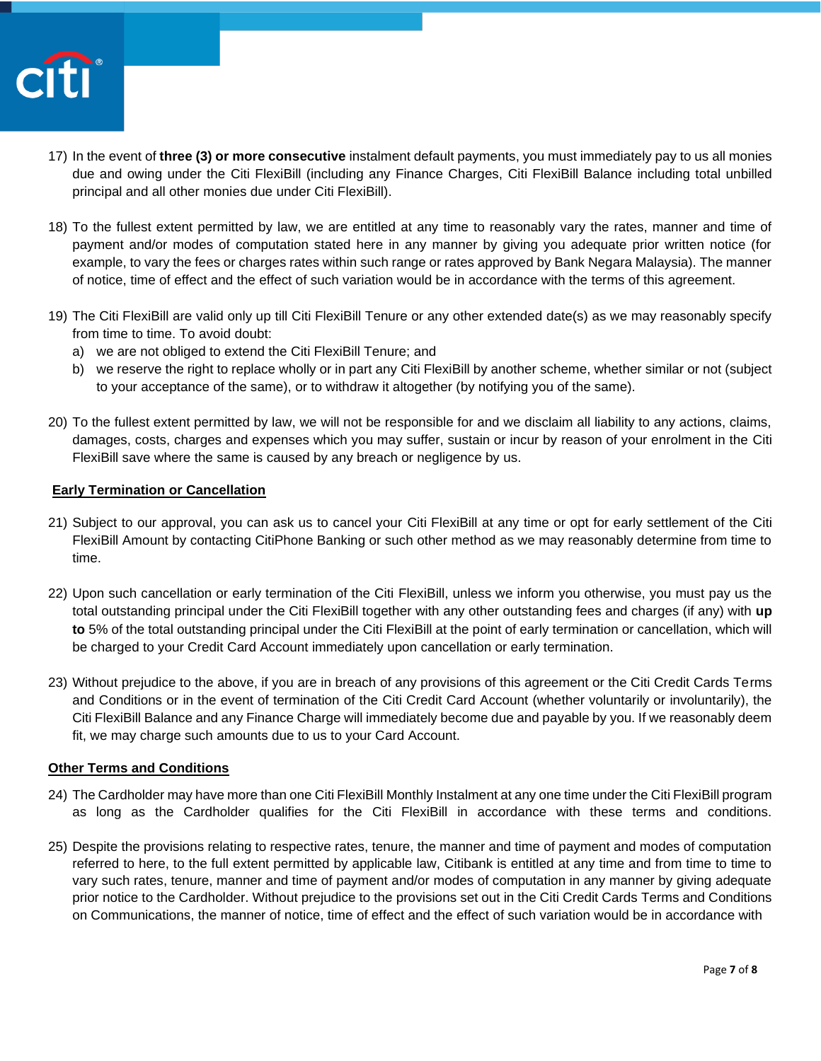17) In the event of **three (3) or more consecutive** instalment default payments, you must immediately pay to us all monies due and owing under the Citi FlexiBill (including any Finance Charges, Citi FlexiBill Balance including total unbilled principal and all other monies due under Citi FlexiBill).

18) To the fullest extent permitted by law, we are entitled at any time to reasonably vary the rates, manner and time of payment and/or modes of computation stated here in any manner by giving you adequate prior written notice (for example, to vary the fees or charges rates within such range or rates approved by Bank Negara Malaysia). The manner of notice, time of effect and the effect of such variation would be in accordance with the terms of this agreement.

19) The Citi FlexiBill are valid only up till Citi FlexiBill Tenure or any other extended date(s) as we may reasonably specify from time to time. To avoid doubt:
    a) we are not obliged to extend the Citi FlexiBill Tenure; and
    b) we reserve the right to replace wholly or in part any Citi FlexiBill by another scheme, whether similar or not (subject to your acceptance of the same), or to withdraw it altogether (by notifying you of the same).

20) To the fullest extent permitted by law, we will not be responsible for and we disclaim all liability to any actions, claims, damages, costs, charges and expenses which you may suffer, sustain or incur by reason of your enrolment in the Citi FlexiBill save where the same is caused by any breach or negligence by us.

**Early Termination or Cancellation**

21) Subject to our approval, you can ask us to cancel your Citi FlexiBill at any time or opt for early settlement of the Citi FlexiBill Amount by contacting CitiPhone Banking or such other method as we may reasonably determine from time to time.

22) Upon such cancellation or early termination of the Citi FlexiBill, unless we inform you otherwise, you must pay us the total outstanding principal under the Citi FlexiBill together with any other outstanding fees and charges (if any) with **up to** 5% of the total outstanding principal under the Citi FlexiBill at the point of early termination or cancellation, which will be charged to your Credit Card Account immediately upon cancellation or early termination.

23) Without prejudice to the above, if you are in breach of any provisions of this agreement or the Citi Credit Cards Terms and Conditions or in the event of termination of the Citi Credit Card Account (whether voluntarily or involuntarily), the Citi FlexiBill Balance and any Finance Charge will immediately become due and payable by you. If we reasonably deem fit, we may charge such amounts due to us to your Card Account.

**Other Terms and Conditions**

24) The Cardholder may have more than one Citi FlexiBill Monthly Instalment at any one time under the Citi FlexiBill program as long as the Cardholder qualifies for the Citi FlexiBill in accordance with these terms and conditions.

25) Despite the provisions relating to respective rates, tenure, the manner and time of payment and modes of computation referred to here, to the full extent permitted by applicable law, Citibank is entitled at any time and from time to time to vary such rates, tenure, manner and time of payment and/or modes of computation in any manner by giving adequate prior notice to the Cardholder. Without prejudice to the provisions set out in the Citi Credit Cards Terms and Conditions on Communications, the manner of notice, time of effect and the effect of such variation would be in accordance with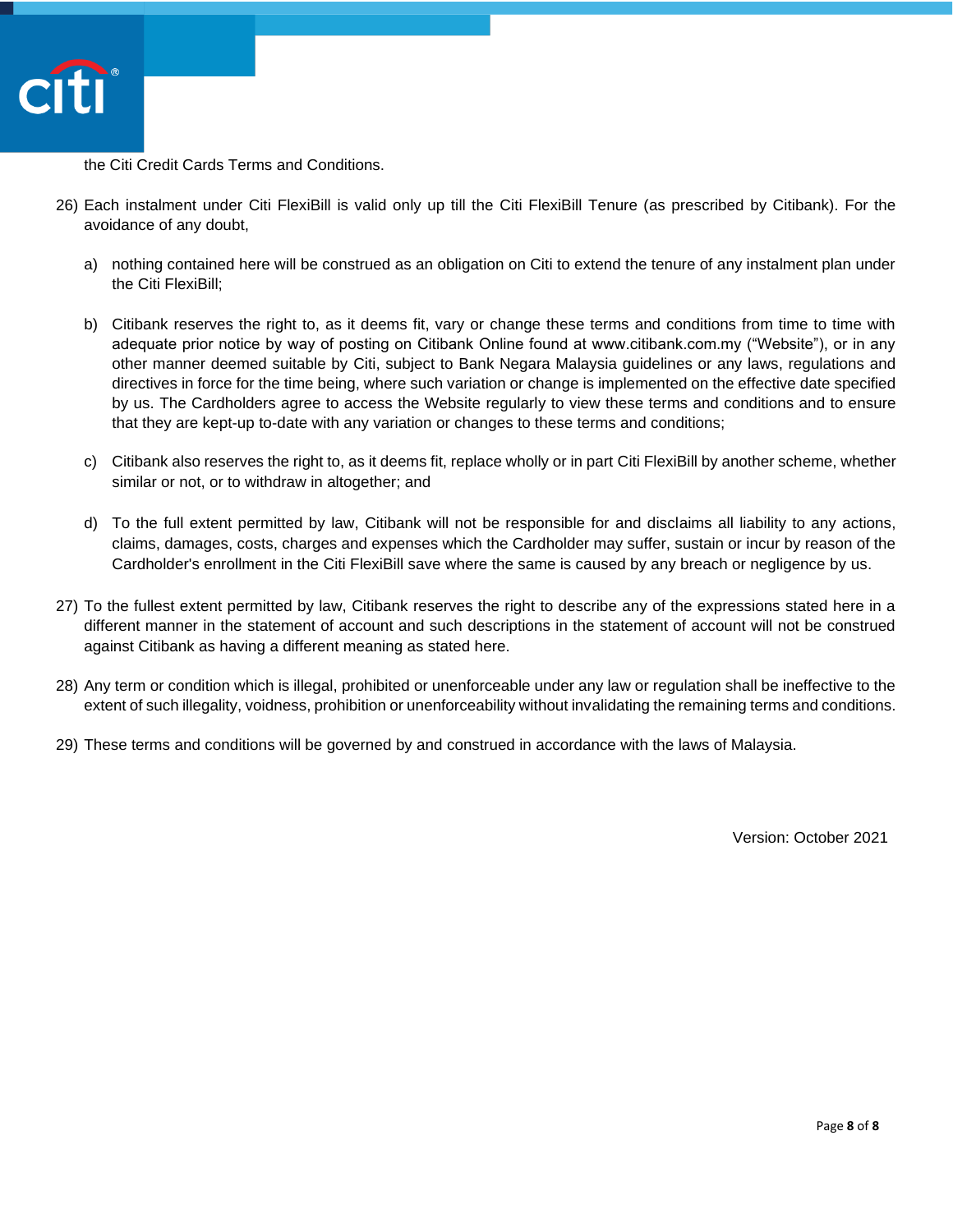the Citi Credit Cards Terms and Conditions.

26) Each instalment under Citi FlexiBill is valid only up till the Citi FlexiBill Tenure (as prescribed by Citibank). For the avoidance of any doubt,

  a) nothing contained here will be construed as an obligation on Citi to extend the tenure of any instalment plan under the Citi FlexiBill;

  b) Citibank reserves the right to, as it deems fit, vary or change these terms and conditions from time to time with adequate prior notice by way of posting on Citibank Online found at www.citibank.com.my ("Website"), or in any other manner deemed suitable by Citi, subject to Bank Negara Malaysia guidelines or any laws, regulations and directives in force for the time being, where such variation or change is implemented on the effective date specified by us. The Cardholders agree to access the Website regularly to view these terms and conditions and to ensure that they are kept-up to-date with any variation or changes to these terms and conditions;

  c) Citibank also reserves the right to, as it deems fit, replace wholly or in part Citi FlexiBill by another scheme, whether similar or not, or to withdraw in altogether; and

  d) To the full extent permitted by law, Citibank will not be responsible for and disclaims all liability to any actions, claims, damages, costs, charges and expenses which the Cardholder may suffer, sustain or incur by reason of the Cardholder's enrollment in the Citi FlexiBill save where the same is caused by any breach or negligence by us.

27) To the fullest extent permitted by law, Citibank reserves the right to describe any of the expressions stated here in a different manner in the statement of account and such descriptions in the statement of account will not be construed against Citibank as having a different meaning as stated here.

28) Any term or condition which is illegal, prohibited or unenforceable under any law or regulation shall be ineffective to the extent of such illegality, voidness, prohibition or unenforceability without invalidating the remaining terms and conditions.

29) These terms and conditions will be governed by and construed in accordance with the laws of Malaysia.

Version: October 2021